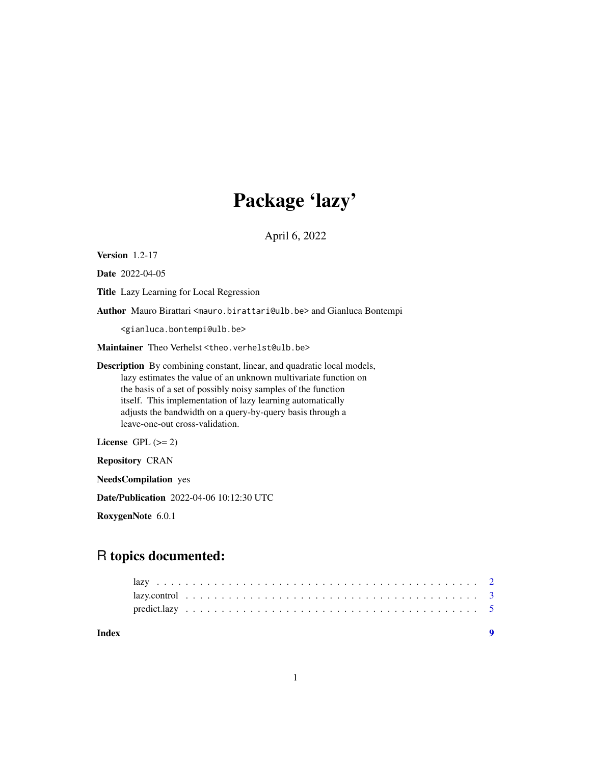# Package 'lazy'

April 6, 2022

**Version** 1.2-17

**Date** 2022-04-05

**Title** Lazy Learning for Local Regression

**Author** Mauro Birattari <mauro.birattari@ulb.be> and Gianluca Bontempi <gianluca.bontempi@ulb.be>

**Maintainer** Theo Verhelst <theo.verhelst@ulb.be>

**Description** By combining constant, linear, and quadratic local models, lazy estimates the value of an unknown multivariate function on the basis of a set of possibly noisy samples of the function itself. This implementation of lazy learning automatically adjusts the bandwidth on a query-by-query basis through a leave-one-out cross-validation.

**License** GPL (>= 2)

**Repository** CRAN

**NeedsCompilation** yes

**Date/Publication** 2022-04-06 10:12:30 UTC

**RoxygenNote** 6.0.1

## R topics documented:

- lazy . . . . . . . . . . . . . . . . . . . . . . . . . . . . . . . . . . . . . . . . . . . . 2
- lazy.control . . . . . . . . . . . . . . . . . . . . . . . . . . . . . . . . . . . . . . . . . 3
- predict.lazy . . . . . . . . . . . . . . . . . . . . . . . . . . . . . . . . . . . . . . . . . 5

**Index** 9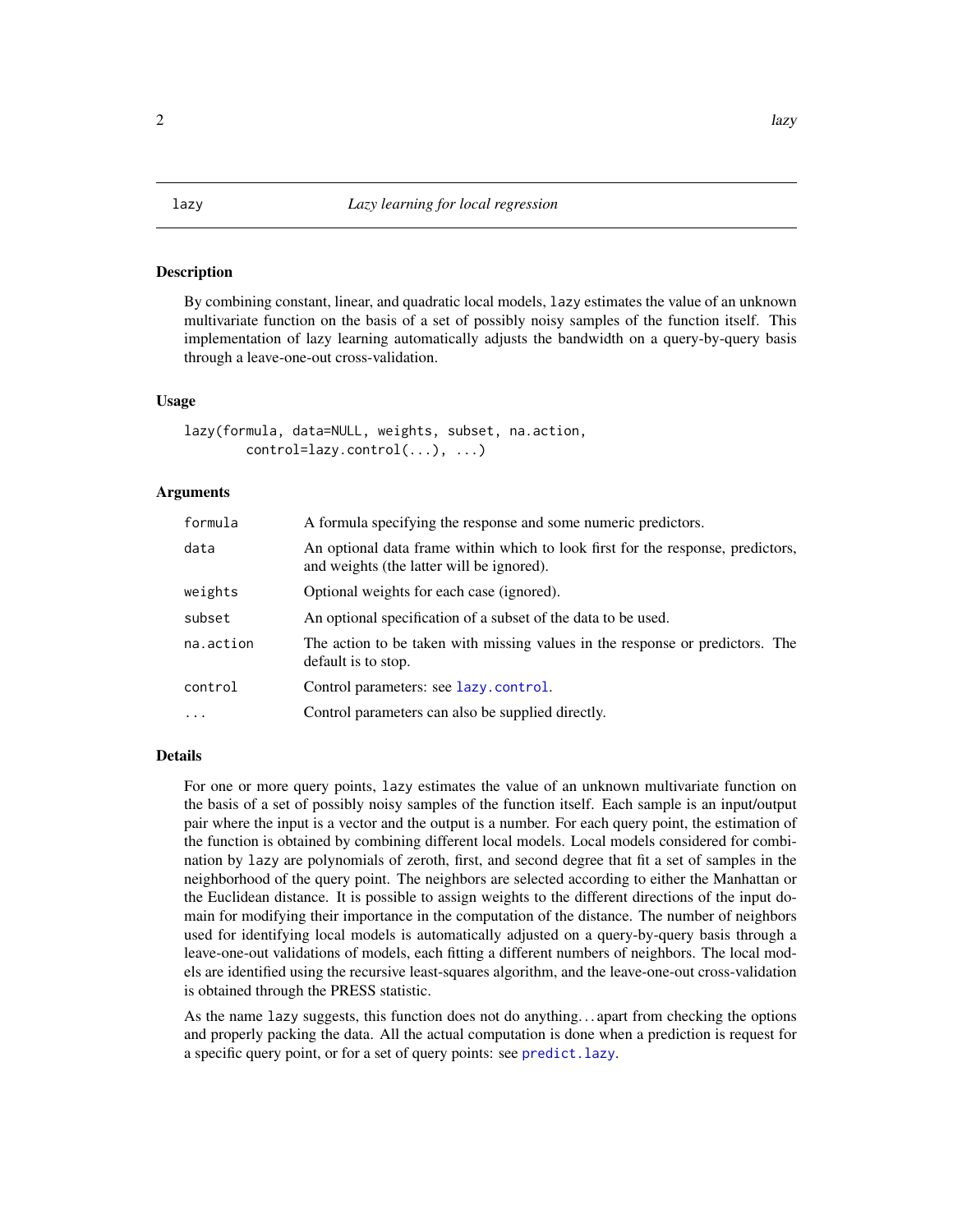## lazy — *Lazy learning for local regression*

### Description

By combining constant, linear, and quadratic local models, `lazy` estimates the value of an unknown multivariate function on the basis of a set of possibly noisy samples of the function itself. This implementation of lazy learning automatically adjusts the bandwidth on a query-by-query basis through a leave-one-out cross-validation.

### Usage

```
lazy(formula, data=NULL, weights, subset, na.action,
        control=lazy.control(...), ...)
```

### Arguments

| | |
|---|---|
| `formula` | A formula specifying the response and some numeric predictors. |
| `data` | An optional data frame within which to look first for the response, predictors, and weights (the latter will be ignored). |
| `weights` | Optional weights for each case (ignored). |
| `subset` | An optional specification of a subset of the data to be used. |
| `na.action` | The action to be taken with missing values in the response or predictors. The default is to stop. |
| `control` | Control parameters: see `lazy.control`. |
| `...` | Control parameters can also be supplied directly. |

### Details

For one or more query points, `lazy` estimates the value of an unknown multivariate function on the basis of a set of possibly noisy samples of the function itself. Each sample is an input/output pair where the input is a vector and the output is a number. For each query point, the estimation of the function is obtained by combining different local models. Local models considered for combination by `lazy` are polynomials of zeroth, first, and second degree that fit a set of samples in the neighborhood of the query point. The neighbors are selected according to either the Manhattan or the Euclidean distance. It is possible to assign weights to the different directions of the input domain for modifying their importance in the computation of the distance. The number of neighbors used for identifying local models is automatically adjusted on a query-by-query basis through a leave-one-out validations of models, each fitting a different numbers of neighbors. The local models are identified using the recursive least-squares algorithm, and the leave-one-out cross-validation is obtained through the PRESS statistic.

As the name `lazy` suggests, this function does not do anything... apart from checking the options and properly packing the data. All the actual computation is done when a prediction is request for a specific query point, or for a set of query points: see `predict.lazy`.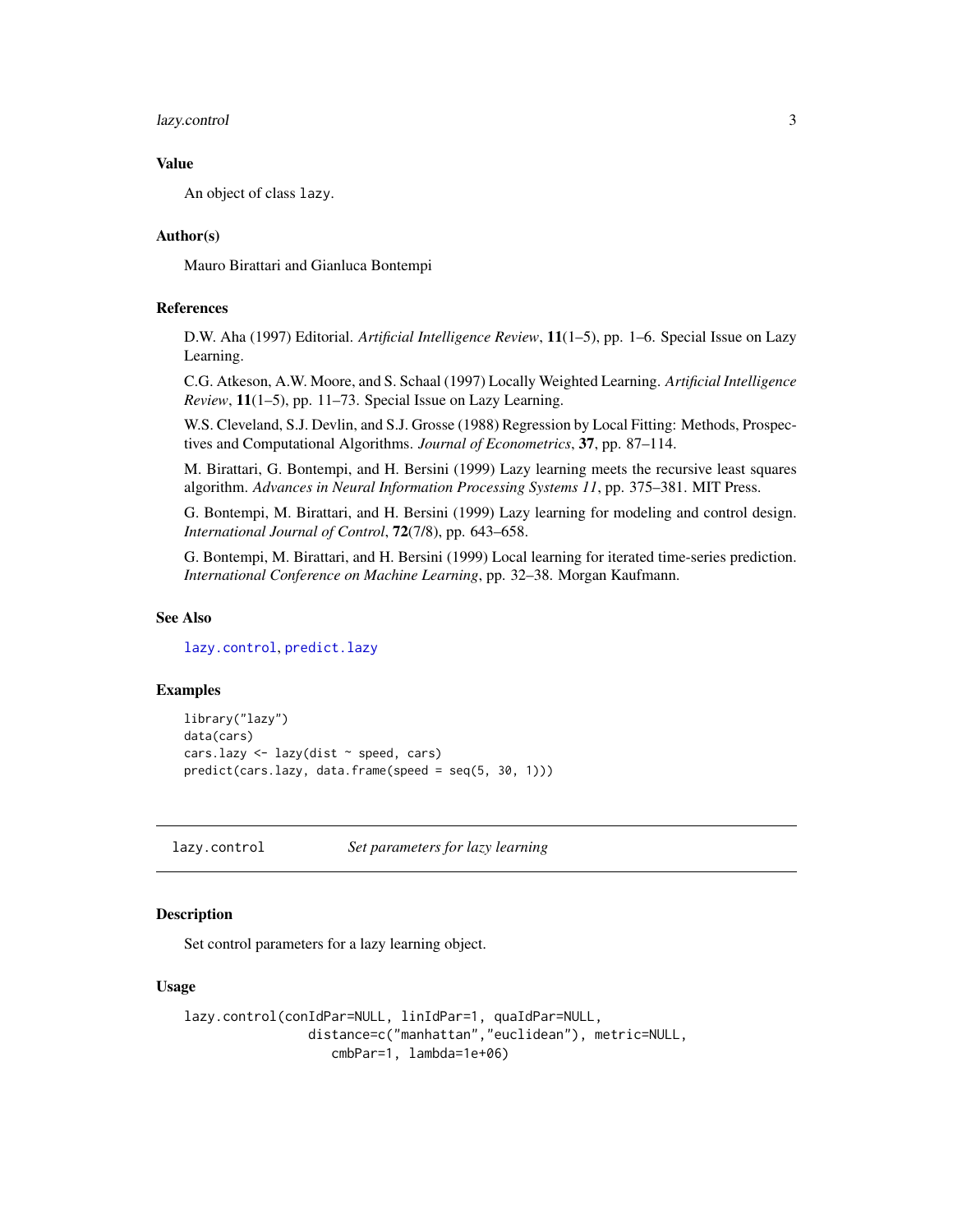### Value

An object of class `lazy`.

### Author(s)

Mauro Birattari and Gianluca Bontempi

### References

D.W. Aha (1997) Editorial. *Artificial Intelligence Review*, **11**(1–5), pp. 1–6. Special Issue on Lazy Learning.

C.G. Atkeson, A.W. Moore, and S. Schaal (1997) Locally Weighted Learning. *Artificial Intelligence Review*, **11**(1–5), pp. 11–73. Special Issue on Lazy Learning.

W.S. Cleveland, S.J. Devlin, and S.J. Grosse (1988) Regression by Local Fitting: Methods, Prospectives and Computational Algorithms. *Journal of Econometrics*, **37**, pp. 87–114.

M. Birattari, G. Bontempi, and H. Bersini (1999) Lazy learning meets the recursive least squares algorithm. *Advances in Neural Information Processing Systems 11*, pp. 375–381. MIT Press.

G. Bontempi, M. Birattari, and H. Bersini (1999) Lazy learning for modeling and control design. *International Journal of Control*, **72**(7/8), pp. 643–658.

G. Bontempi, M. Birattari, and H. Bersini (1999) Local learning for iterated time-series prediction. *International Conference on Machine Learning*, pp. 32–38. Morgan Kaufmann.

### See Also

`lazy.control`, `predict.lazy`

### Examples

```
library("lazy")
data(cars)
cars.lazy <- lazy(dist ~ speed, cars)
predict(cars.lazy, data.frame(speed = seq(5, 30, 1)))
```

---

## lazy.control — *Set parameters for lazy learning*

### Description

Set control parameters for a lazy learning object.

### Usage

```
lazy.control(conIdPar=NULL, linIdPar=1, quaIdPar=NULL,
             distance=c("manhattan","euclidean"), metric=NULL,
               cmbPar=1, lambda=1e+06)
```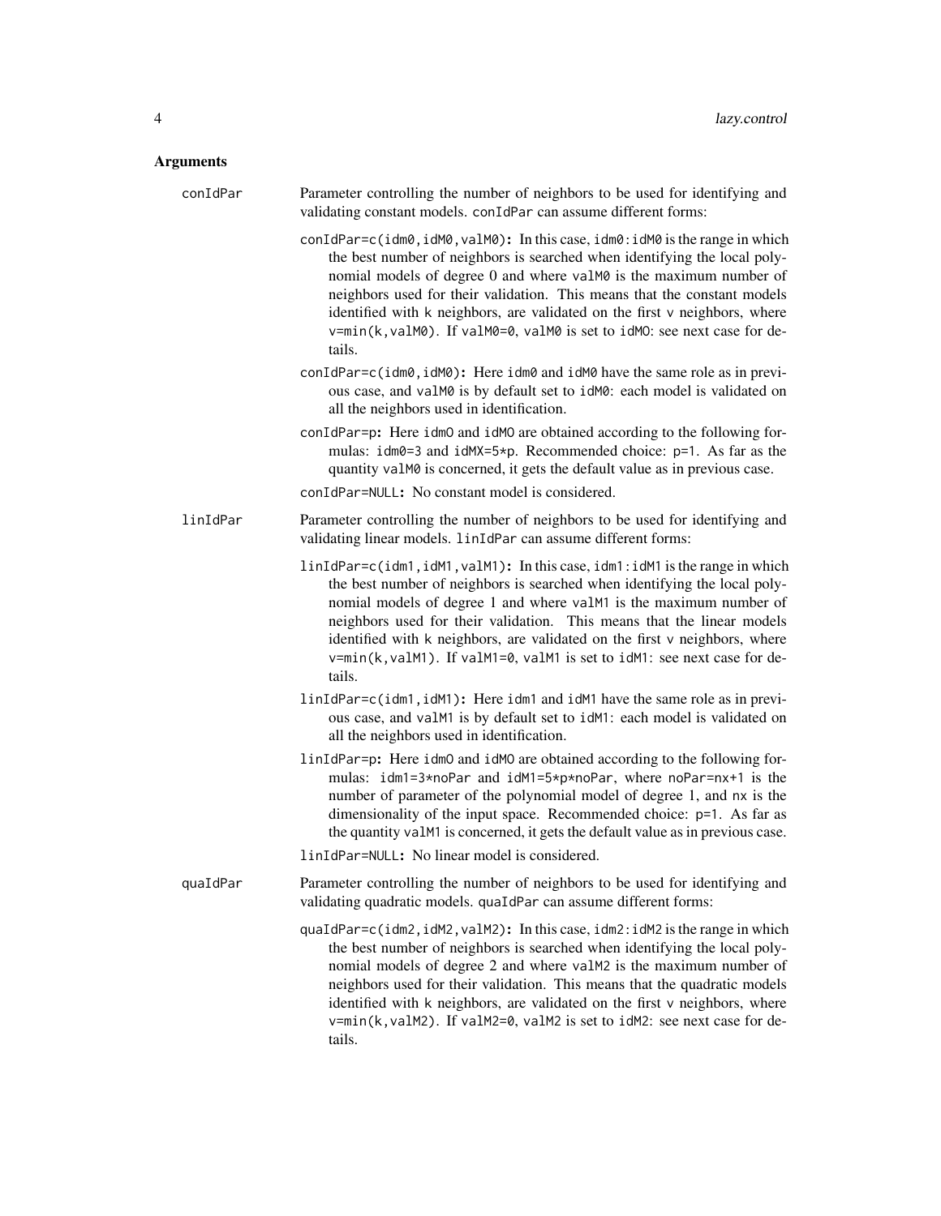## Arguments

**conIdPar** Parameter controlling the number of neighbors to be used for identifying and validating constant models. `conIdPar` can assume different forms:

- **`conIdPar=c(idm0,idM0,valM0)`:** In this case, `idm0:idM0` is the range in which the best number of neighbors is searched when identifying the local polynomial models of degree 0 and where `valM0` is the maximum number of neighbors used for their validation. This means that the constant models identified with `k` neighbors, are validated on the first `v` neighbors, where `v=min(k,valM0)`. If `valM0=0`, `valM0` is set to `idMO`: see next case for details.
- **`conIdPar=c(idm0,idM0)`:** Here `idm0` and `idM0` have the same role as in previous case, and `valM0` is by default set to `idM0`: each model is validated on all the neighbors used in identification.
- **`conIdPar=p`:** Here `idmO` and `idMO` are obtained according to the following formulas: `idm0=3` and `idMX=5*p`. Recommended choice: `p=1`. As far as the quantity `valM0` is concerned, it gets the default value as in previous case.
- **`conIdPar=NULL`:** No constant model is considered.

**linIdPar** Parameter controlling the number of neighbors to be used for identifying and validating linear models. `linIdPar` can assume different forms:

- **`linIdPar=c(idm1,idM1,valM1)`:** In this case, `idm1:idM1` is the range in which the best number of neighbors is searched when identifying the local polynomial models of degree 1 and where `valM1` is the maximum number of neighbors used for their validation. This means that the linear models identified with `k` neighbors, are validated on the first `v` neighbors, where `v=min(k,valM1)`. If `valM1=0`, `valM1` is set to `idM1`: see next case for details.
- **`linIdPar=c(idm1,idM1)`:** Here `idm1` and `idM1` have the same role as in previous case, and `valM1` is by default set to `idM1`: each model is validated on all the neighbors used in identification.
- **`linIdPar=p`:** Here `idmO` and `idMO` are obtained according to the following formulas: `idm1=3*noPar` and `idM1=5*p*noPar`, where `noPar=nx+1` is the number of parameter of the polynomial model of degree 1, and `nx` is the dimensionality of the input space. Recommended choice: `p=1`. As far as the quantity `valM1` is concerned, it gets the default value as in previous case.
- **`linIdPar=NULL`:** No linear model is considered.

**quaIdPar** Parameter controlling the number of neighbors to be used for identifying and validating quadratic models. `quaIdPar` can assume different forms:

- **`quaIdPar=c(idm2,idM2,valM2)`:** In this case, `idm2:idM2` is the range in which the best number of neighbors is searched when identifying the local polynomial models of degree 2 and where `valM2` is the maximum number of neighbors used for their validation. This means that the quadratic models identified with `k` neighbors, are validated on the first `v` neighbors, where `v=min(k,valM2)`. If `valM2=0`, `valM2` is set to `idM2`: see next case for details.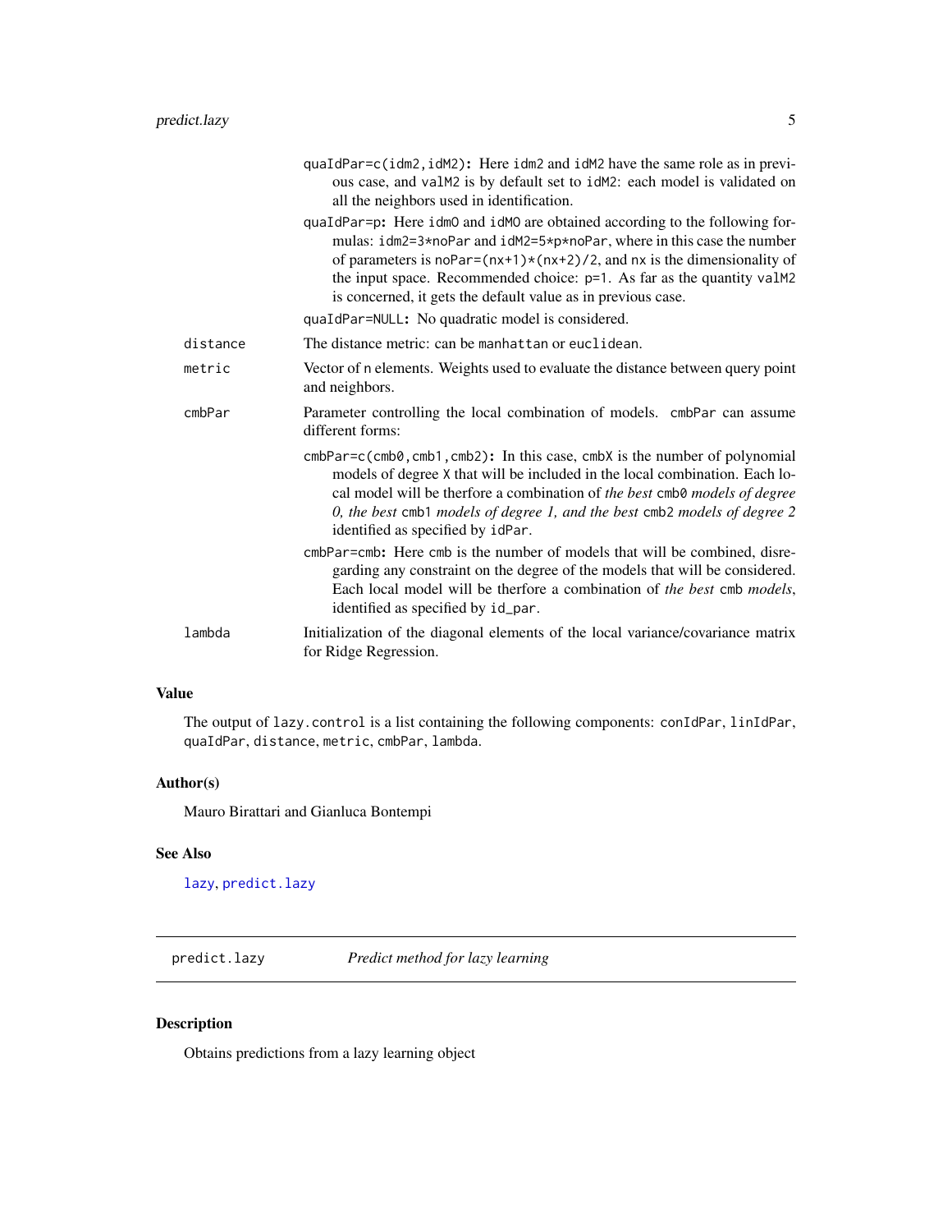quaIdPar=c(idm2,idM2)**:** Here idm2 and idM2 have the same role as in previous case, and valM2 is by default set to idM2: each model is validated on all the neighbors used in identification.

quaIdPar=p**:** Here idm0 and idM0 are obtained according to the following formulas: idm2=3*noPar and idM2=5*p*noPar, where in this case the number of parameters is noPar=(nx+1)*(nx+2)/2, and nx is the dimensionality of the input space. Recommended choice: p=1. As far as the quantity valM2 is concerned, it gets the default value as in previous case.

quaIdPar=NULL**:** No quadratic model is considered.

distance
: The distance metric: can be manhattan or euclidean.

metric
: Vector of n elements. Weights used to evaluate the distance between query point and neighbors.

cmbPar
: Parameter controlling the local combination of models. cmbPar can assume different forms:

cmbPar=c(cmb0,cmb1,cmb2)**:** In this case, cmbX is the number of polynomial models of degree X that will be included in the local combination. Each local model will be therfore a combination of *the best* cmb0 *models of degree 0, the best* cmb1 *models of degree 1, and the best* cmb2 *models of degree 2* identified as specified by idPar.

cmbPar=cmb**:** Here cmb is the number of models that will be combined, disregarding any constraint on the degree of the models that will be considered. Each local model will be therfore a combination of *the best* cmb *models*, identified as specified by id_par.

lambda
: Initialization of the diagonal elements of the local variance/covariance matrix for Ridge Regression.

## Value

The output of lazy.control is a list containing the following components: conIdPar, linIdPar, quaIdPar, distance, metric, cmbPar, lambda.

## Author(s)

Mauro Birattari and Gianluca Bontempi

## See Also

lazy, predict.lazy

---

# predict.lazy — *Predict method for lazy learning*

## Description

Obtains predictions from a lazy learning object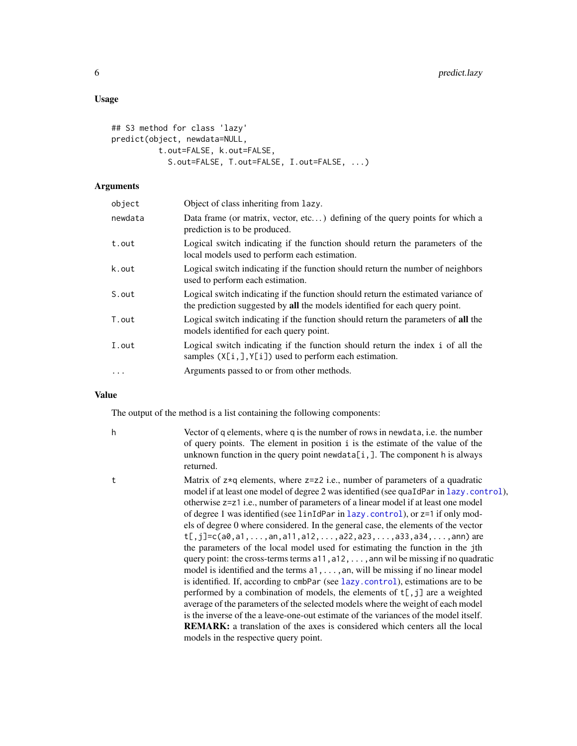## Usage

```
## S3 method for class 'lazy'
predict(object, newdata=NULL,
          t.out=FALSE, k.out=FALSE,
            S.out=FALSE, T.out=FALSE, I.out=FALSE, ...)
```

## Arguments

| | |
|---|---|
| `object` | Object of class inheriting from `lazy`. |
| `newdata` | Data frame (or matrix, vector, etc…) defining of the query points for which a prediction is to be produced. |
| `t.out` | Logical switch indicating if the function should return the parameters of the local models used to perform each estimation. |
| `k.out` | Logical switch indicating if the function should return the number of neighbors used to perform each estimation. |
| `S.out` | Logical switch indicating if the function should return the estimated variance of the prediction suggested by **all** the models identified for each query point. |
| `T.out` | Logical switch indicating if the function should return the parameters of **all** the models identified for each query point. |
| `I.out` | Logical switch indicating if the function should return the index `i` of all the samples `(X[i,],Y[i])` used to perform each estimation. |
| `...` | Arguments passed to or from other methods. |

## Value

The output of the method is a list containing the following components:

| | |
|---|---|
| `h` | Vector of `q` elements, where `q` is the number of rows in `newdata`, i.e. the number of query points. The element in position `i` is the estimate of the value of the unknown function in the query point `newdata[i,]`. The component `h` is always returned. |
| `t` | Matrix of `z*q` elements, where `z=z2` i.e., number of parameters of a quadratic model if at least one model of degree 2 was identified (see `quaIdPar` in `lazy.control`), otherwise `z=z1` i.e., number of parameters of a linear model if at least one model of degree 1 was identified (see `linIdPar` in `lazy.control`), or `z=1` if only models of degree 0 where considered. In the general case, the elements of the vector `t[,j]=c(a0,a1,...,an,a11,a12,...,a22,a23,...,a33,a34,...,ann)` are the parameters of the local model used for estimating the function in the jth query point: the cross-terms terms `a11,a12,...,ann` wil be missing if no quadratic model is identified and the terms `a1,...,an`, will be missing if no linear model is identified. If, according to `cmbPar` (see `lazy.control`), estimations are to be performed by a combination of models, the elements of `t[,j]` are a weighted average of the parameters of the selected models where the weight of each model is the inverse of the a leave-one-out estimate of the variances of the model itself. **REMARK:** a translation of the axes is considered which centers all the local models in the respective query point. |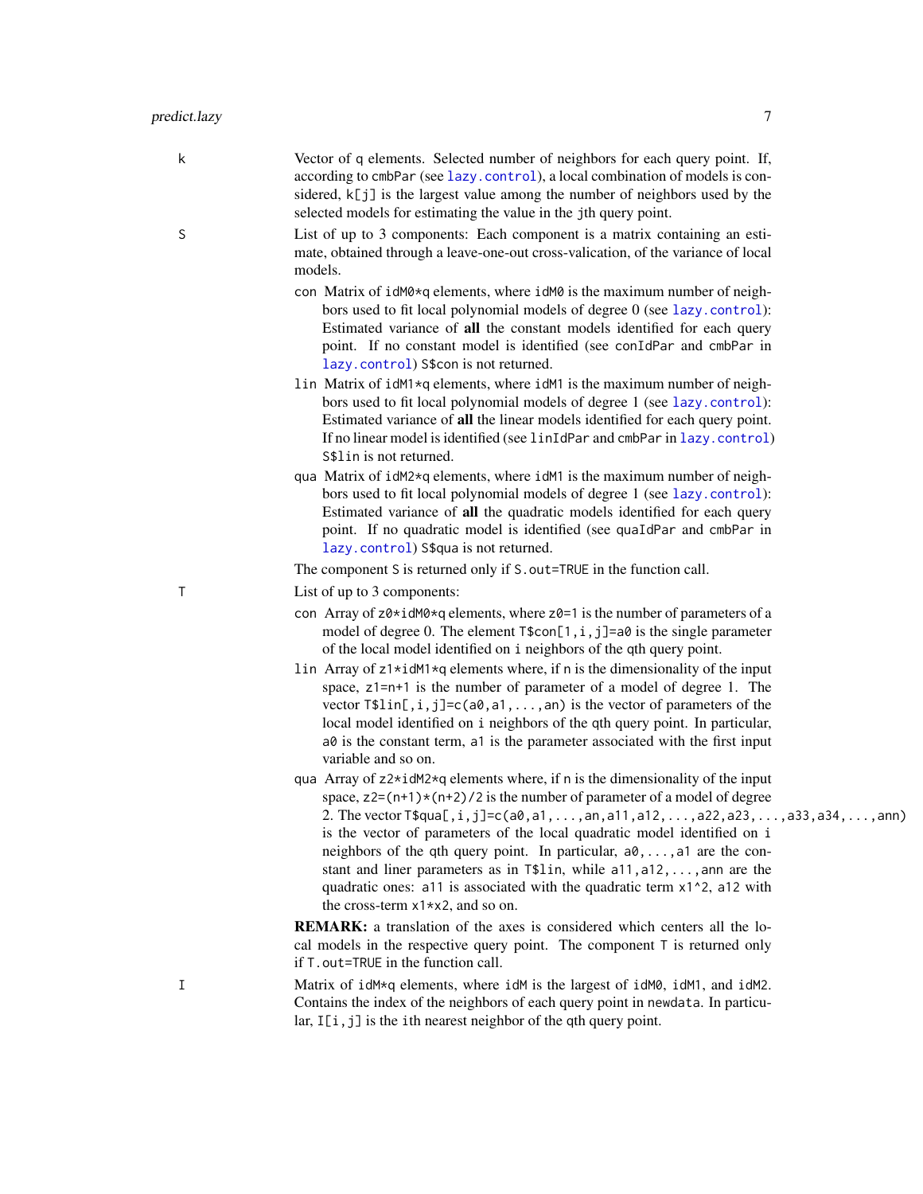**k**
: Vector of q elements. Selected number of neighbors for each query point. If, according to `cmbPar` (see `lazy.control`), a local combination of models is considered, `k[j]` is the largest value among the number of neighbors used by the selected models for estimating the value in the `j`th query point.

**S**
: List of up to 3 components: Each component is a matrix containing an estimate, obtained through a leave-one-out cross-valication, of the variance of local models.

  - `con` Matrix of `idM0*q` elements, where `idM0` is the maximum number of neighbors used to fit local polynomial models of degree 0 (see `lazy.control`): Estimated variance of **all** the constant models identified for each query point. If no constant model is identified (see `conIdPar` and `cmbPar` in `lazy.control`) `S$con` is not returned.
  - `lin` Matrix of `idM1*q` elements, where `idM1` is the maximum number of neighbors used to fit local polynomial models of degree 1 (see `lazy.control`): Estimated variance of **all** the linear models identified for each query point. If no linear model is identified (see `linIdPar` and `cmbPar` in `lazy.control`) `S$lin` is not returned.
  - `qua` Matrix of `idM2*q` elements, where `idM1` is the maximum number of neighbors used to fit local polynomial models of degree 1 (see `lazy.control`): Estimated variance of **all** the quadratic models identified for each query point. If no quadratic model is identified (see `quaIdPar` and `cmbPar` in `lazy.control`) `S$qua` is not returned.

  The component `S` is returned only if `S.out=TRUE` in the function call.

**T**
: List of up to 3 components:

  - `con` Array of `z0*idM0*q` elements, where `z0=1` is the number of parameters of a model of degree 0. The element `T$con[1,i,j]=a0` is the single parameter of the local model identified on `i` neighbors of the qth query point.
  - `lin` Array of `z1*idM1*q` elements where, if `n` is the dimensionality of the input space, `z1=n+1` is the number of parameter of a model of degree 1. The vector `T$lin[,i,j]=c(a0,a1,...,an)` is the vector of parameters of the local model identified on `i` neighbors of the qth query point. In particular, `a0` is the constant term, `a1` is the parameter associated with the first input variable and so on.
  - `qua` Array of `z2*idM2*q` elements where, if `n` is the dimensionality of the input space, `z2=(n+1)*(n+2)/2` is the number of parameter of a model of degree 2. The vector `T$qua[,i,j]=c(a0,a1,...,an,a11,a12,...,a22,a23,...,a33,a34,...,ann)` is the vector of parameters of the local quadratic model identified on `i` neighbors of the qth query point. In particular, `a0,...,a1` are the constant and liner parameters as in `T$lin`, while `a11,a12,...,ann` are the quadratic ones: `a11` is associated with the quadratic term `x1^2`, `a12` with the cross-term `x1*x2`, and so on.

  **REMARK:** a translation of the axes is considered which centers all the local models in the respective query point. The component `T` is returned only if `T.out=TRUE` in the function call.

**I**
: Matrix of `idM*q` elements, where `idM` is the largest of `idM0`, `idM1`, and `idM2`. Contains the index of the neighbors of each query point in `newdata`. In particular, `I[i,j]` is the `i`th nearest neighbor of the qth query point.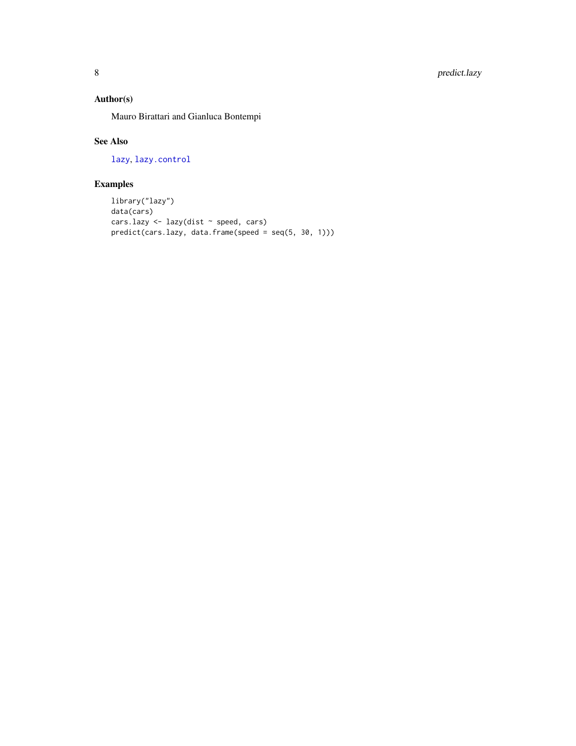## Author(s)

Mauro Birattari and Gianluca Bontempi

## See Also

lazy, lazy.control

## Examples

```
library("lazy")
data(cars)
cars.lazy <- lazy(dist ~ speed, cars)
predict(cars.lazy, data.frame(speed = seq(5, 30, 1)))
```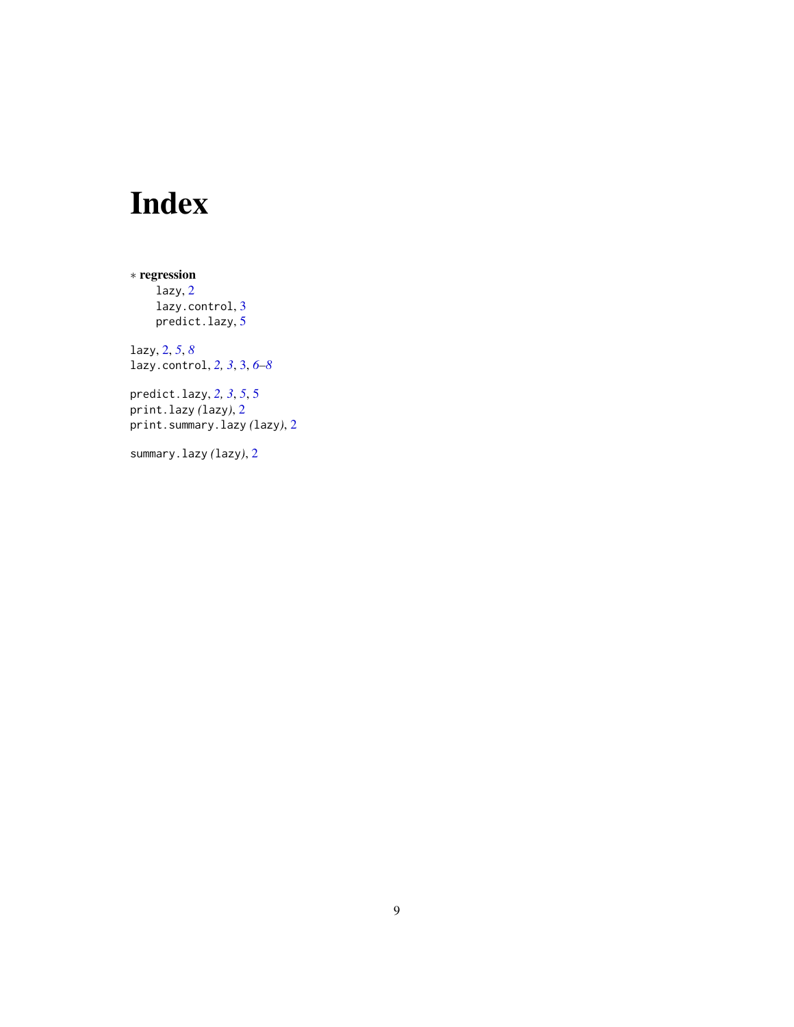# Index

∗ **regression**

lazy, 2
lazy.control, 3
predict.lazy, 5

lazy, 2, *5*, *8*
lazy.control, *2, 3*, 3, *6–8*

predict.lazy, *2, 3*, *5*, 5
print.lazy *(*lazy*)*, 2
print.summary.lazy *(*lazy*)*, 2

summary.lazy *(*lazy*)*, 2